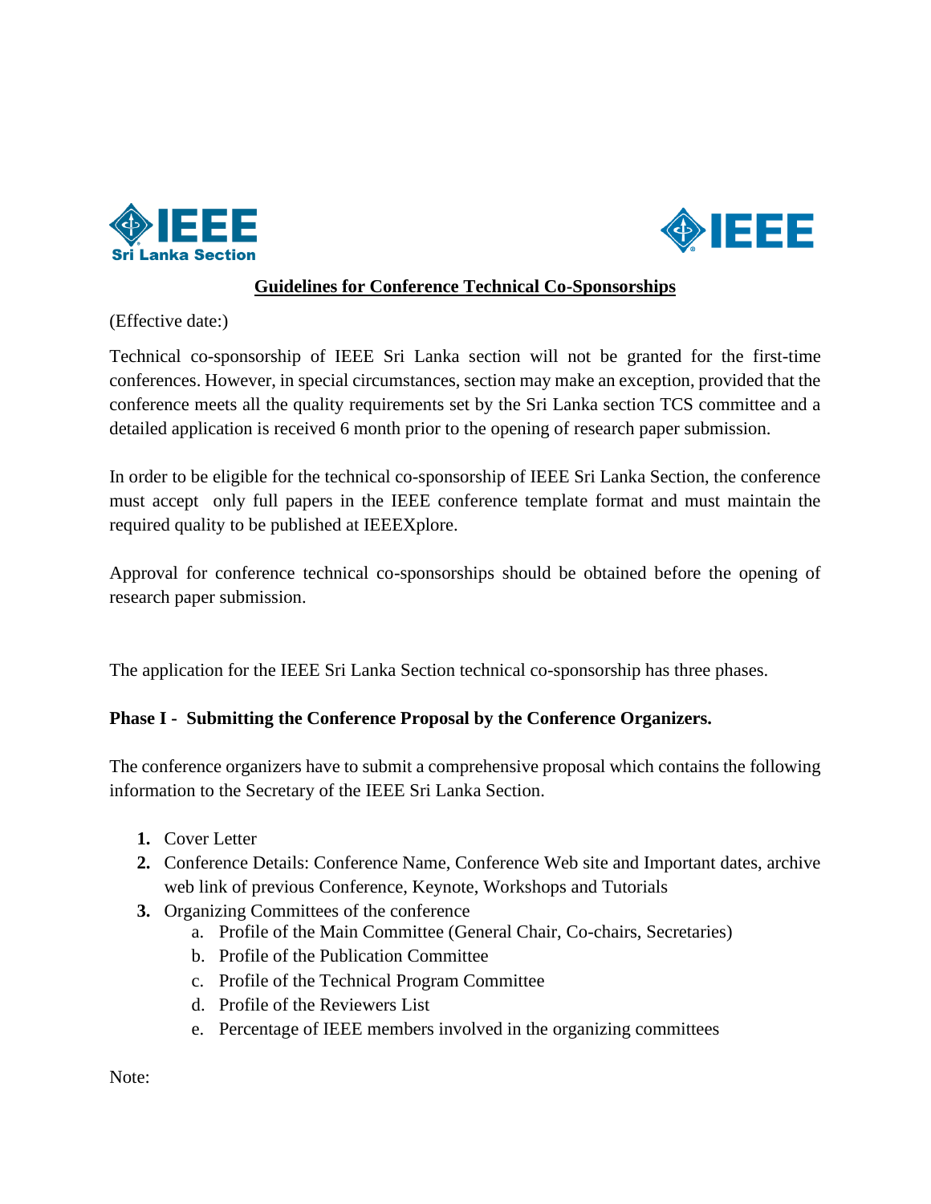**Guidelines for Conference Technical Co-Sponsorships**

(Effective date:)

Technical co-sponsorship of IEEE Sri Lanka section will not be granted for the first-time conferences. However, in special circumstances, section may make an exception, provided that the conference meets all the quality requirements set by the Sri Lanka section TCS committee and a detailed application is received 6 month prior to the opening of research paper submission.

In order to be eligible for the technical co-sponsorship of IEEE Sri Lanka Section, the conference must accept only full papers in the IEEE conference template format and must maintain the required quality to be published at IEEEXplore.

Approval for conference technical co-sponsorships should be obtained before the opening of research paper submission.

The application for the IEEE Sri Lanka Section technical co-sponsorship has three phases.

**Phase I - Submitting the Conference Proposal by the Conference Organizers.**

The conference organizers have to submit a comprehensive proposal which contains the following information to the Secretary of the IEEE Sri Lanka Section.

1. Cover Letter
2. Conference Details: Conference Name, Conference Web site and Important dates, archive web link of previous Conference, Keynote, Workshops and Tutorials
3. Organizing Committees of the conference
   a. Profile of the Main Committee (General Chair, Co-chairs, Secretaries)
   b. Profile of the Publication Committee
   c. Profile of the Technical Program Committee
   d. Profile of the Reviewers List
   e. Percentage of IEEE members involved in the organizing committees

Note: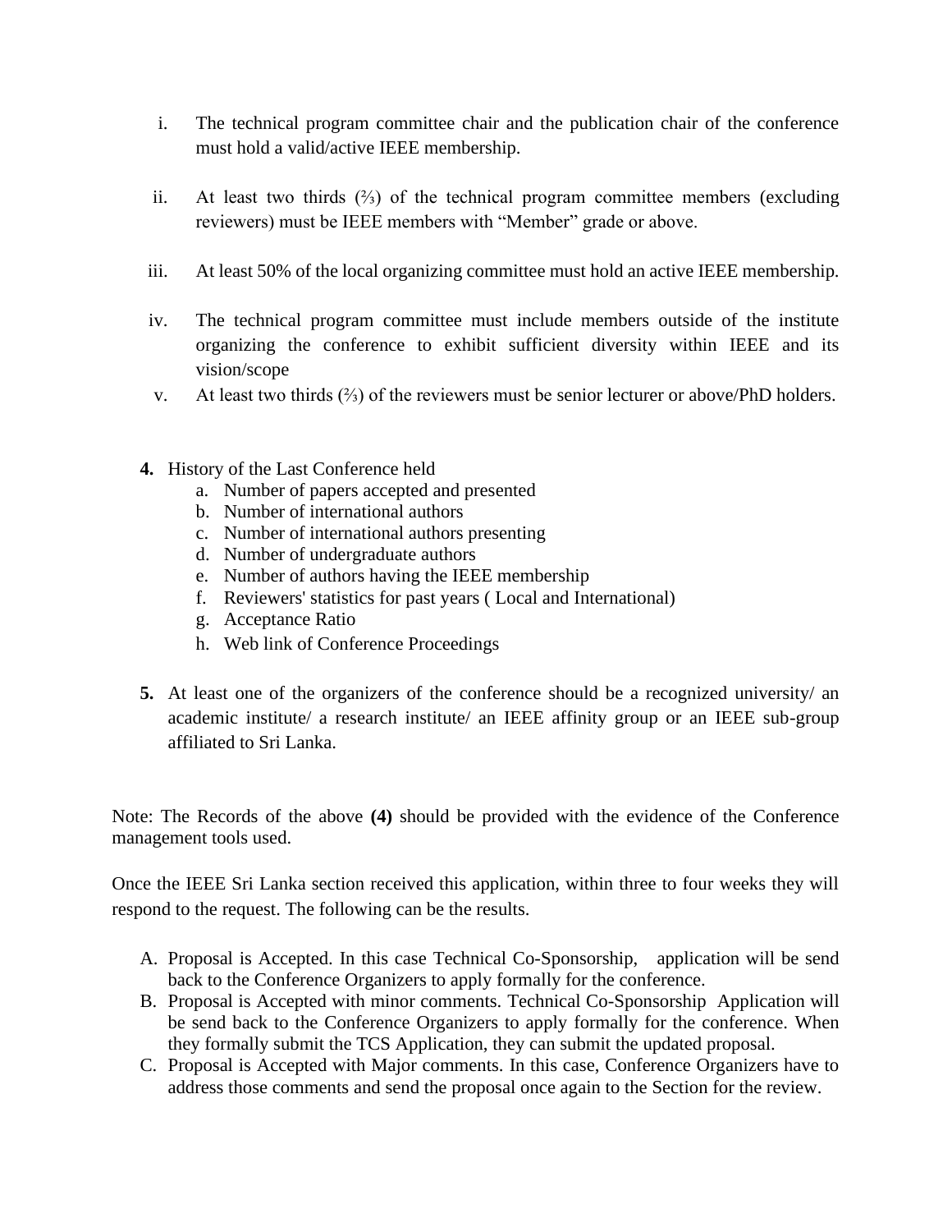i. The technical program committee chair and the publication chair of the conference must hold a valid/active IEEE membership.

ii. At least two thirds (⅔) of the technical program committee members (excluding reviewers) must be IEEE members with "Member" grade or above.

iii. At least 50% of the local organizing committee must hold an active IEEE membership.

iv. The technical program committee must include members outside of the institute organizing the conference to exhibit sufficient diversity within IEEE and its vision/scope

v. At least two thirds (⅔) of the reviewers must be senior lecturer or above/PhD holders.

**4.** History of the Last Conference held

a. Number of papers accepted and presented
b. Number of international authors
c. Number of international authors presenting
d. Number of undergraduate authors
e. Number of authors having the IEEE membership
f. Reviewers' statistics for past years ( Local and International)
g. Acceptance Ratio
h. Web link of Conference Proceedings

**5.** At least one of the organizers of the conference should be a recognized university/ an academic institute/ a research institute/ an IEEE affinity group or an IEEE sub-group affiliated to Sri Lanka.

Note: The Records of the above **(4)** should be provided with the evidence of the Conference management tools used.

Once the IEEE Sri Lanka section received this application, within three to four weeks they will respond to the request. The following can be the results.

A. Proposal is Accepted. In this case Technical Co-Sponsorship, application will be send back to the Conference Organizers to apply formally for the conference.
B. Proposal is Accepted with minor comments. Technical Co-Sponsorship Application will be send back to the Conference Organizers to apply formally for the conference. When they formally submit the TCS Application, they can submit the updated proposal.
C. Proposal is Accepted with Major comments. In this case, Conference Organizers have to address those comments and send the proposal once again to the Section for the review.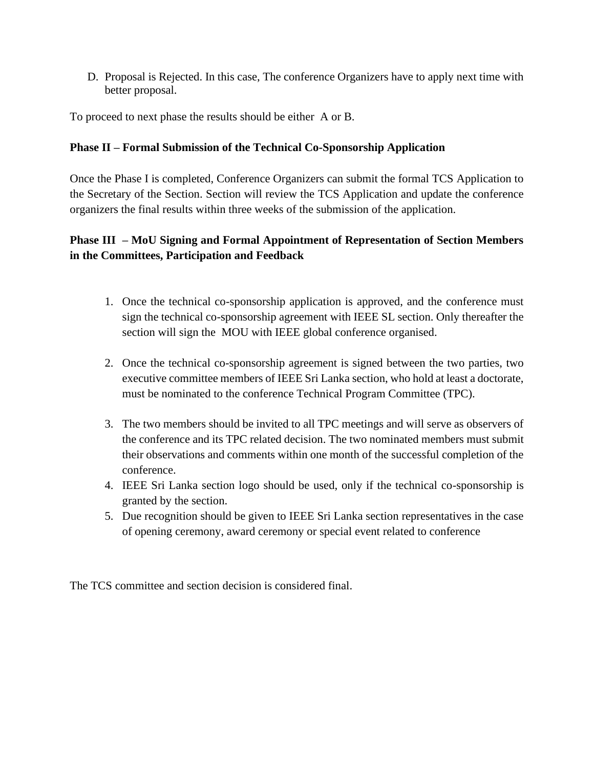D. Proposal is Rejected. In this case, The conference Organizers have to apply next time with better proposal.

To proceed to next phase the results should be either A or B.

**Phase II – Formal Submission of the Technical Co-Sponsorship Application**

Once the Phase I is completed, Conference Organizers can submit the formal TCS Application to the Secretary of the Section. Section will review the TCS Application and update the conference organizers the final results within three weeks of the submission of the application.

**Phase III – MoU Signing and Formal Appointment of Representation of Section Members in the Committees, Participation and Feedback**

1. Once the technical co-sponsorship application is approved, and the conference must sign the technical co-sponsorship agreement with IEEE SL section. Only thereafter the section will sign the MOU with IEEE global conference organised.

2. Once the technical co-sponsorship agreement is signed between the two parties, two executive committee members of IEEE Sri Lanka section, who hold at least a doctorate, must be nominated to the conference Technical Program Committee (TPC).

3. The two members should be invited to all TPC meetings and will serve as observers of the conference and its TPC related decision. The two nominated members must submit their observations and comments within one month of the successful completion of the conference.
4. IEEE Sri Lanka section logo should be used, only if the technical co-sponsorship is granted by the section.
5. Due recognition should be given to IEEE Sri Lanka section representatives in the case of opening ceremony, award ceremony or special event related to conference

The TCS committee and section decision is considered final.